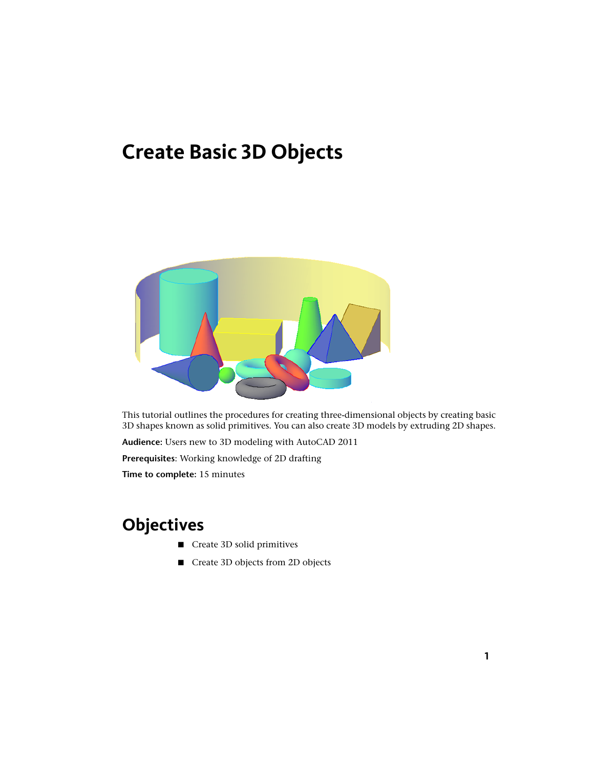# Create Basic 3D Objects

This tutorial outlines the procedures for creating three-dimensional objects by creating basic 3D shapes known as solid primitives. You can also create 3D models by extruding 2D shapes.

**Audience:** Users new to 3D modeling with AutoCAD 2011

**Prerequisites**: Working knowledge of 2D drafting

**Time to complete:** 15 minutes

## Objectives

- Create 3D solid primitives
- Create 3D objects from 2D objects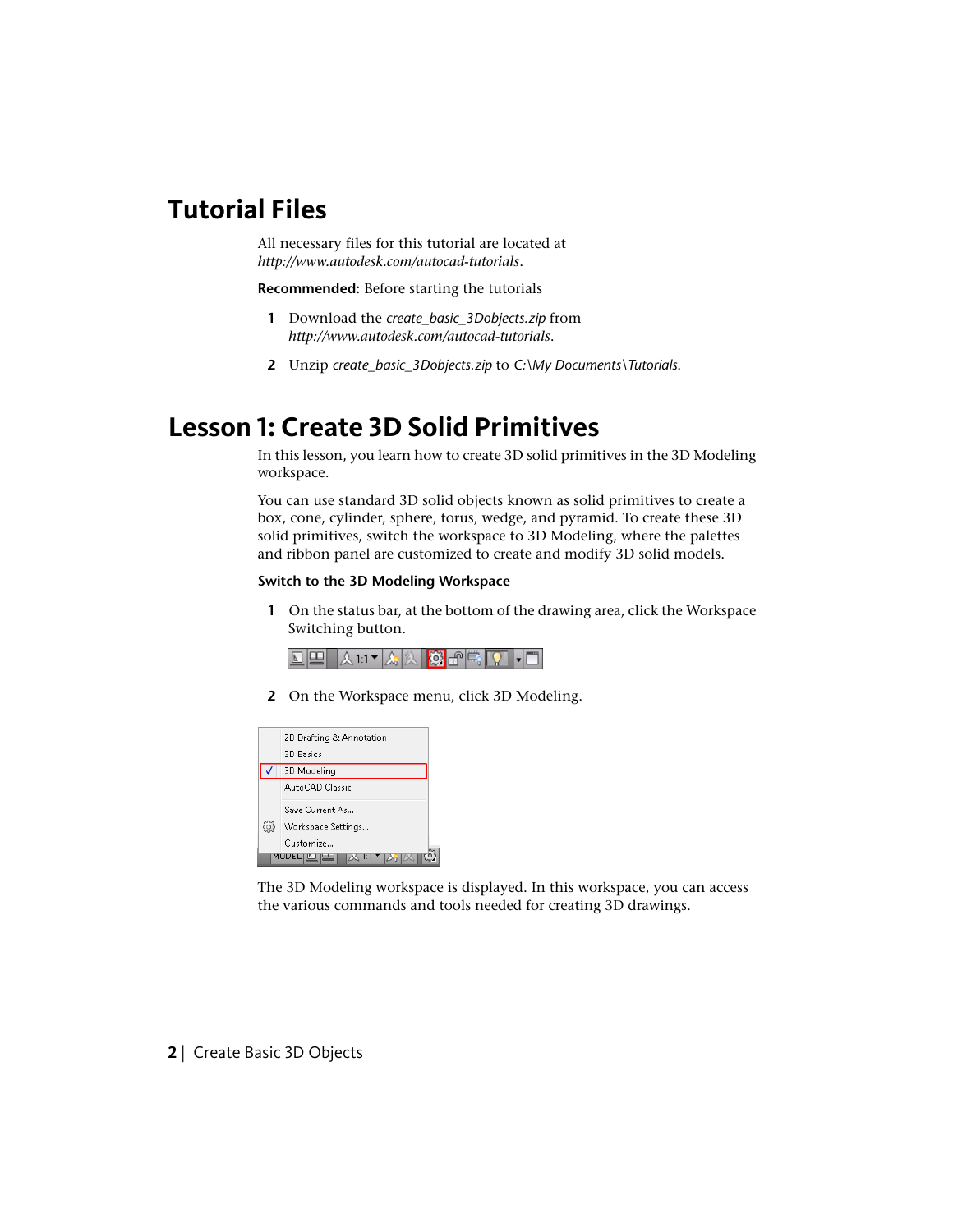# Tutorial Files

All necessary files for this tutorial are located at *http://www.autodesk.com/autocad-tutorials*.

**Recommended:** Before starting the tutorials

1. Download the *create_basic_3Dobjects.zip* from *http://www.autodesk.com/autocad-tutorials*.
2. Unzip *create_basic_3Dobjects.zip* to *C:\My Documents\Tutorials*.

# Lesson 1: Create 3D Solid Primitives

In this lesson, you learn how to create 3D solid primitives in the 3D Modeling workspace.

You can use standard 3D solid objects known as solid primitives to create a box, cone, cylinder, sphere, torus, wedge, and pyramid. To create these 3D solid primitives, switch the workspace to 3D Modeling, where the palettes and ribbon panel are customized to create and modify 3D solid models.

**Switch to the 3D Modeling Workspace**

1. On the status bar, at the bottom of the drawing area, click the Workspace Switching button.
2. On the Workspace menu, click 3D Modeling.

2D Drafting & Annotation
3D Basics
3D Modeling
AutoCAD Classic
Save Current As...
Workspace Settings...
Customize...

The 3D Modeling workspace is displayed. In this workspace, you can access the various commands and tools needed for creating 3D drawings.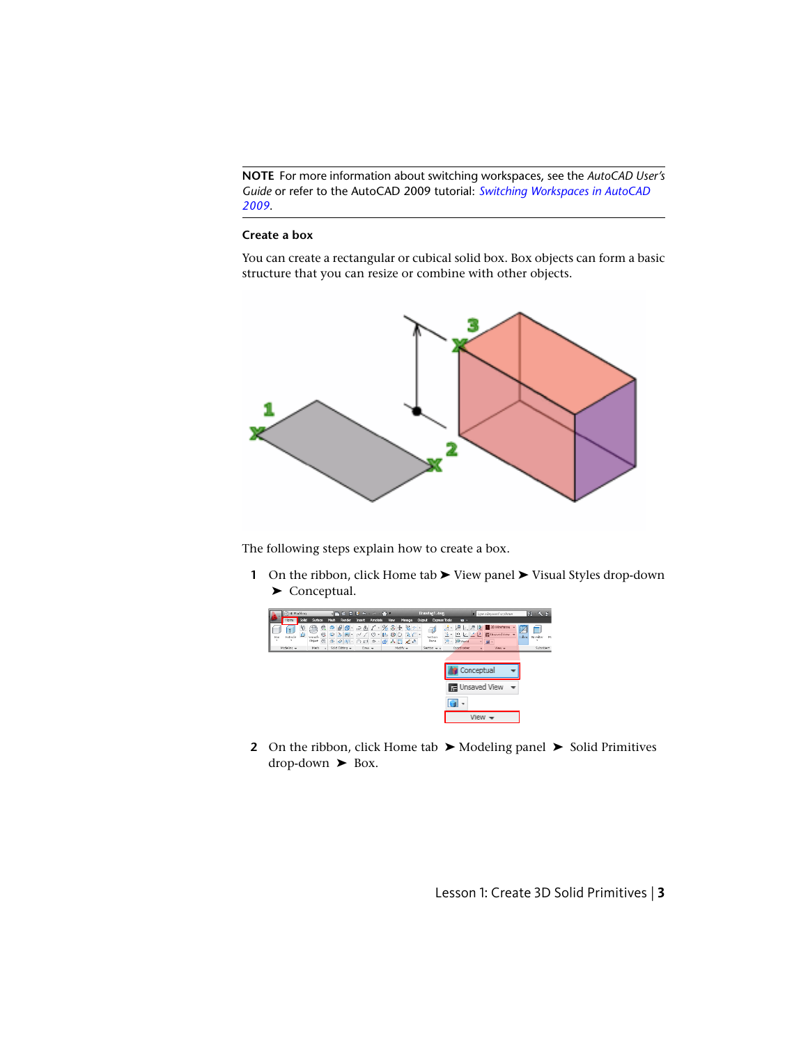**NOTE** For more information about switching workspaces, see the *AutoCAD User's Guide* or refer to the AutoCAD 2009 tutorial: *Switching Workspaces in AutoCAD 2009*.

### Create a box

You can create a rectangular or cubical solid box. Box objects can form a basic structure that you can resize or combine with other objects.

The following steps explain how to create a box.

1. On the ribbon, click Home tab ➤ View panel ➤ Visual Styles drop-down ➤ Conceptual.

2. On the ribbon, click Home tab ➤ Modeling panel ➤ Solid Primitives drop-down ➤ Box.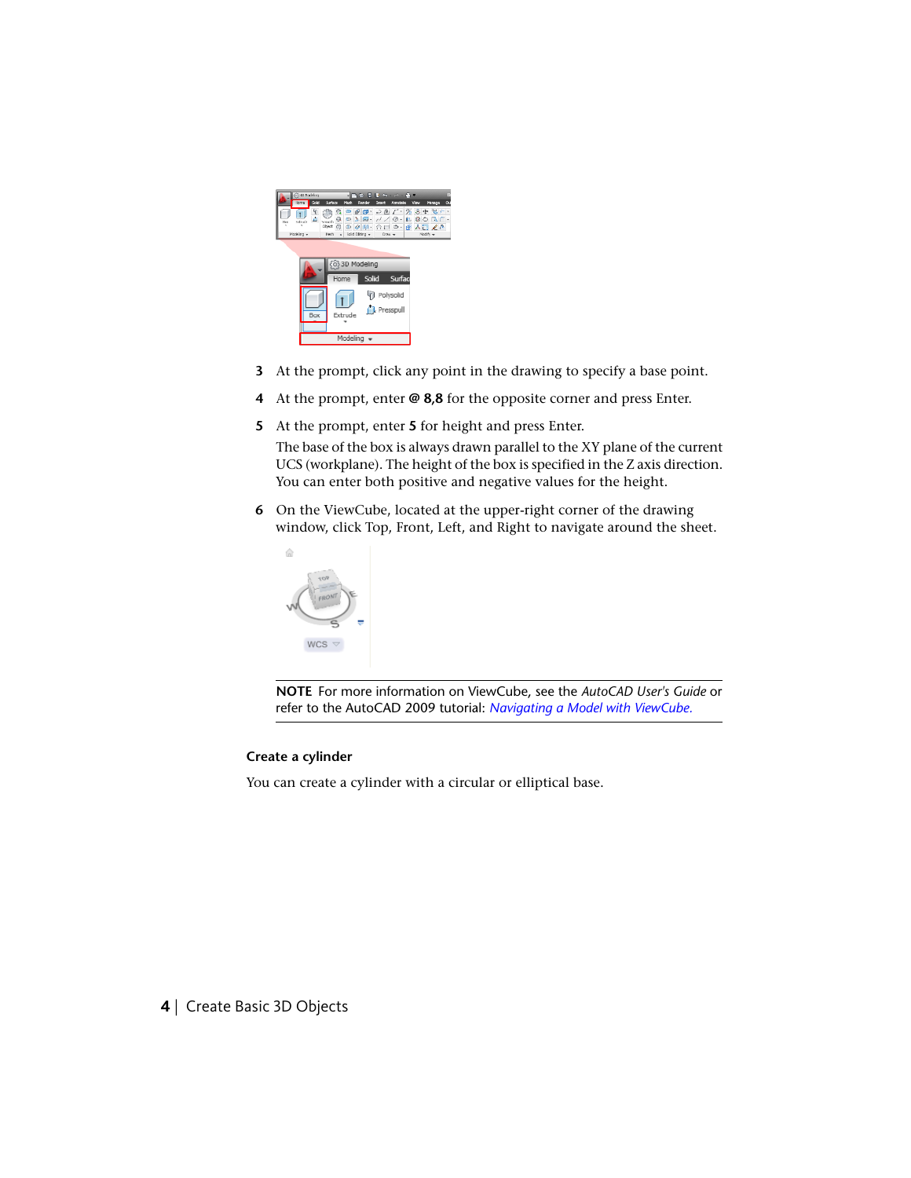3 At the prompt, click any point in the drawing to specify a base point.

4 At the prompt, enter **@ 8,8** for the opposite corner and press Enter.

5 At the prompt, enter **5** for height and press Enter.

The base of the box is always drawn parallel to the XY plane of the current UCS (workplane). The height of the box is specified in the Z axis direction. You can enter both positive and negative values for the height.

6 On the ViewCube, located at the upper-right corner of the drawing window, click Top, Front, Left, and Right to navigate around the sheet.

**NOTE** For more information on ViewCube, see the *AutoCAD User's Guide* or refer to the AutoCAD 2009 tutorial: *Navigating a Model with ViewCube.*

### Create a cylinder

You can create a cylinder with a circular or elliptical base.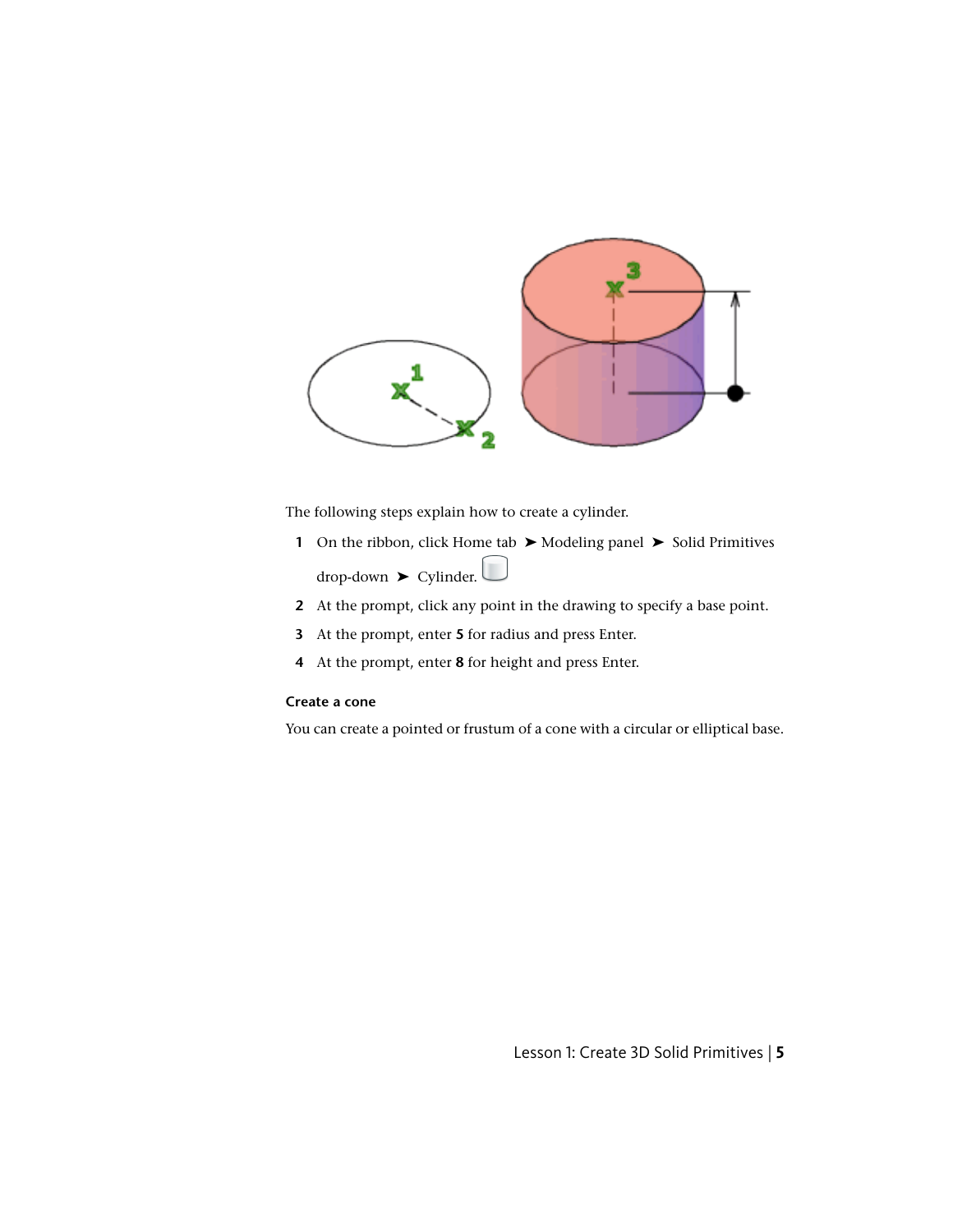The following steps explain how to create a cylinder.

1. On the ribbon, click Home tab ➤ Modeling panel ➤ Solid Primitives drop-down ➤ Cylinder.
2. At the prompt, click any point in the drawing to specify a base point.
3. At the prompt, enter **5** for radius and press Enter.
4. At the prompt, enter **8** for height and press Enter.

#### Create a cone

You can create a pointed or frustum of a cone with a circular or elliptical base.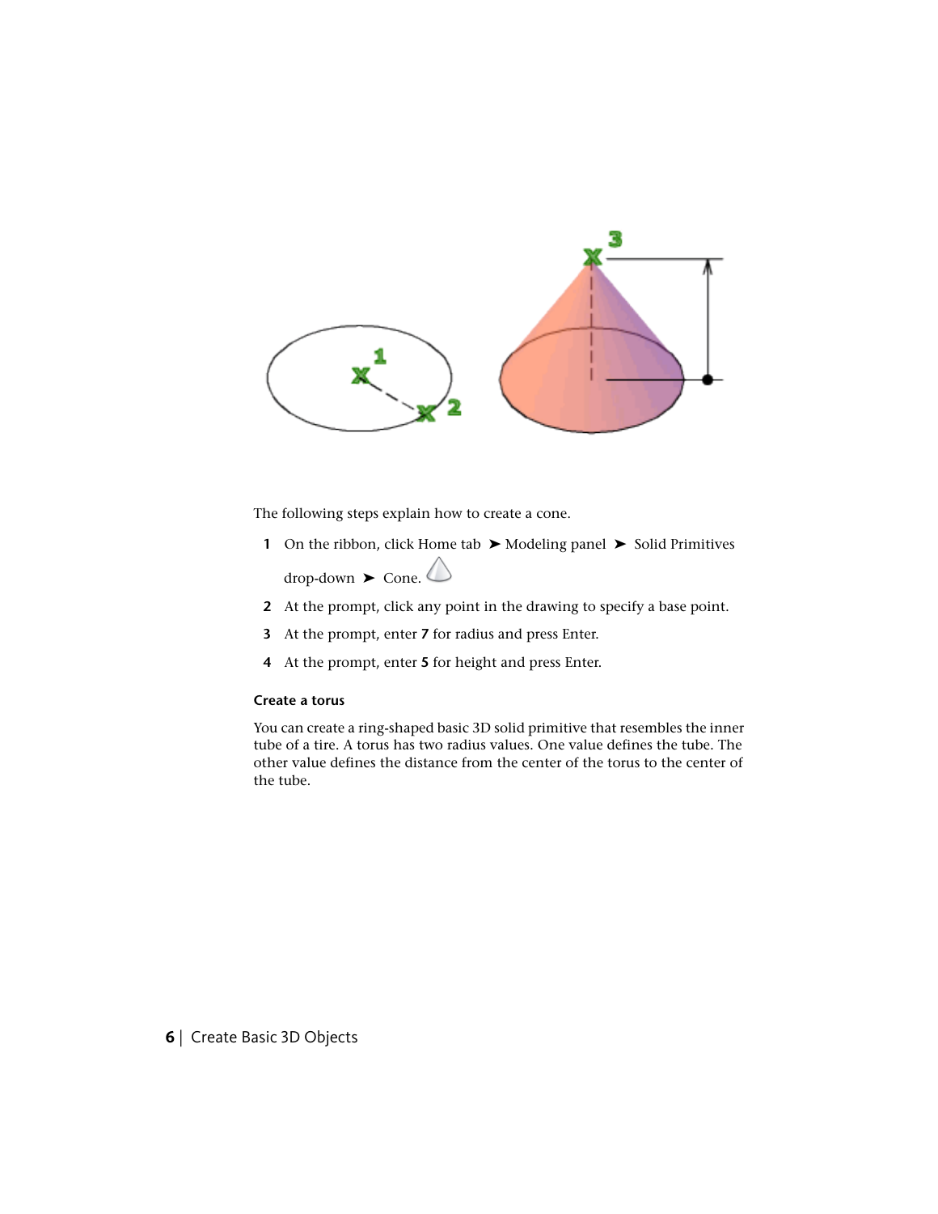The following steps explain how to create a cone.

1. On the ribbon, click Home tab ➤ Modeling panel ➤ Solid Primitives drop-down ➤ Cone.
2. At the prompt, click any point in the drawing to specify a base point.
3. At the prompt, enter **7** for radius and press Enter.
4. At the prompt, enter **5** for height and press Enter.

### Create a torus

You can create a ring-shaped basic 3D solid primitive that resembles the inner tube of a tire. A torus has two radius values. One value defines the tube. The other value defines the distance from the center of the torus to the center of the tube.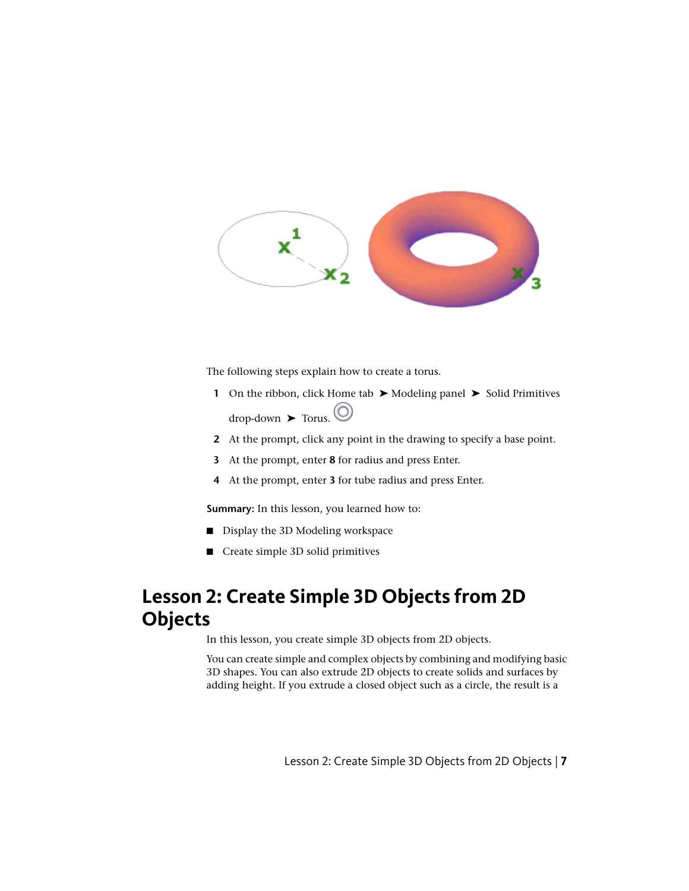The following steps explain how to create a torus.

1. On the ribbon, click Home tab ➤ Modeling panel ➤ Solid Primitives drop-down ➤ Torus.
2. At the prompt, click any point in the drawing to specify a base point.
3. At the prompt, enter **8** for radius and press Enter.
4. At the prompt, enter **3** for tube radius and press Enter.

**Summary:** In this lesson, you learned how to:

- Display the 3D Modeling workspace
- Create simple 3D solid primitives

# Lesson 2: Create Simple 3D Objects from 2D Objects

In this lesson, you create simple 3D objects from 2D objects.

You can create simple and complex objects by combining and modifying basic 3D shapes. You can also extrude 2D objects to create solids and surfaces by adding height. If you extrude a closed object such as a circle, the result is a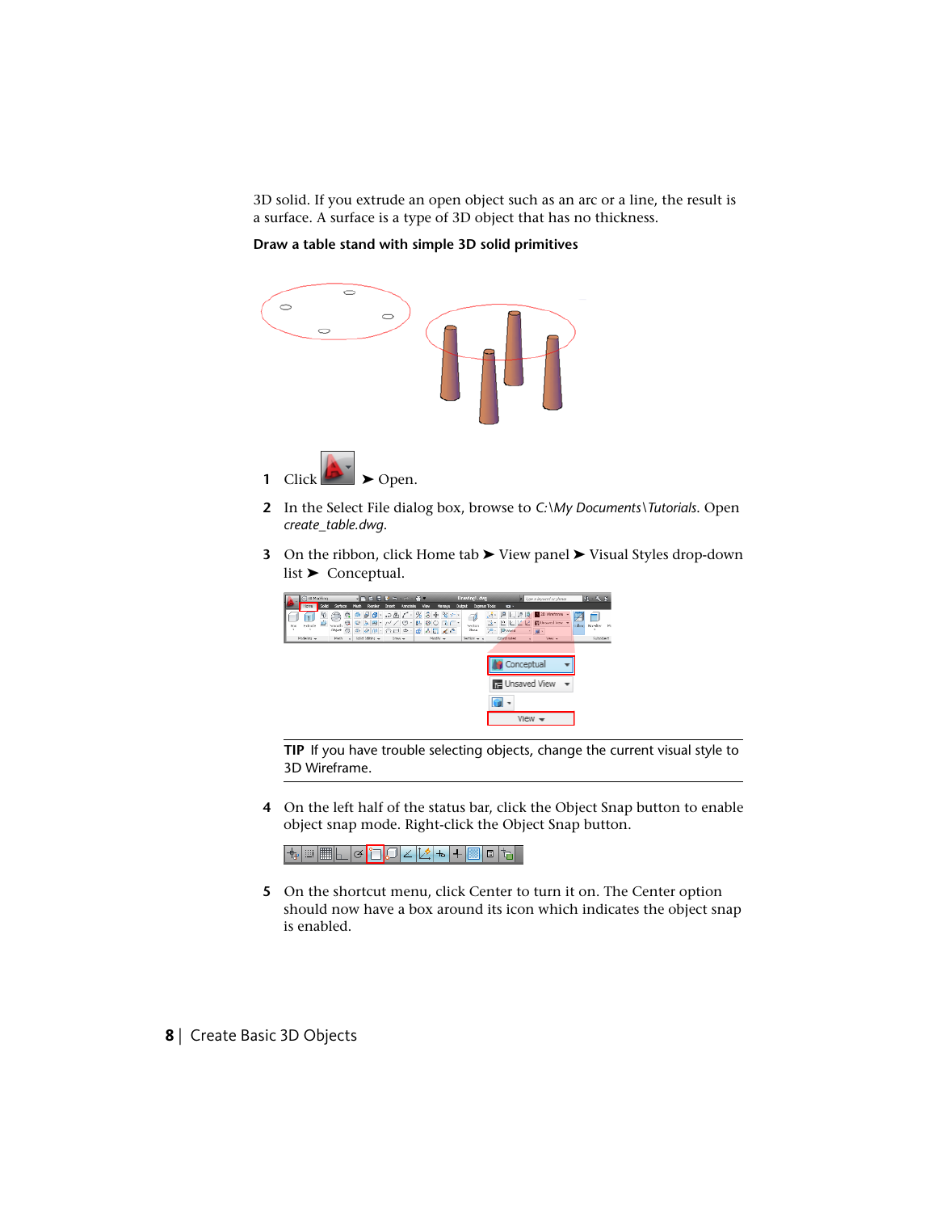3D solid. If you extrude an open object such as an arc or a line, the result is a surface. A surface is a type of 3D object that has no thickness.

**Draw a table stand with simple 3D solid primitives**

1 Click ➤ Open.

2 In the Select File dialog box, browse to *C:\My Documents\Tutorials*. Open *create_table.dwg*.

3 On the ribbon, click Home tab ➤ View panel ➤ Visual Styles drop-down list ➤ Conceptual.

**TIP** If you have trouble selecting objects, change the current visual style to 3D Wireframe.

4 On the left half of the status bar, click the Object Snap button to enable object snap mode. Right-click the Object Snap button.

5 On the shortcut menu, click Center to turn it on. The Center option should now have a box around its icon which indicates the object snap is enabled.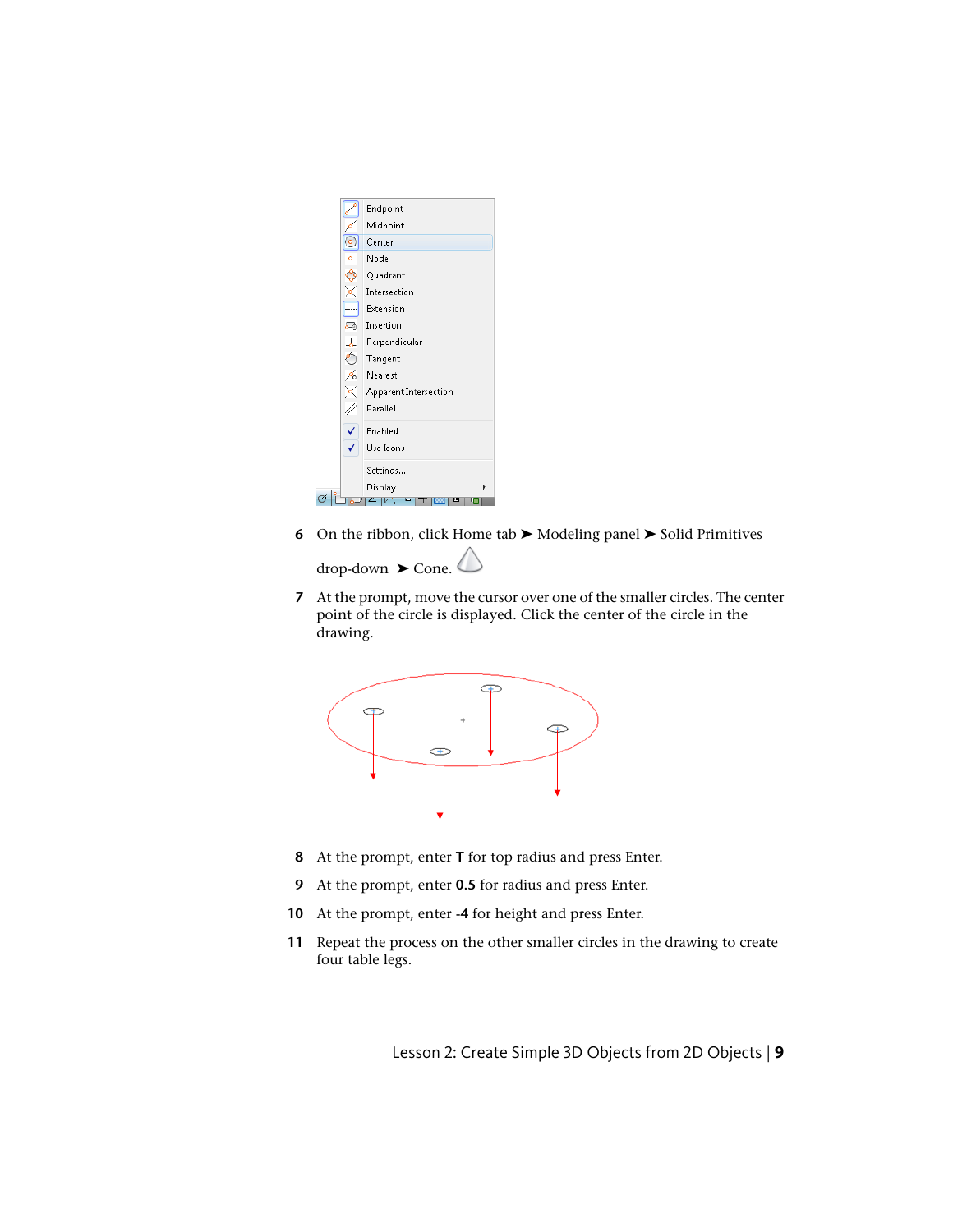6 On the ribbon, click Home tab ➤ Modeling panel ➤ Solid Primitives drop-down ➤ Cone.

7 At the prompt, move the cursor over one of the smaller circles. The center point of the circle is displayed. Click the center of the circle in the drawing.

8 At the prompt, enter **T** for top radius and press Enter.

9 At the prompt, enter **0.5** for radius and press Enter.

10 At the prompt, enter **-4** for height and press Enter.

11 Repeat the process on the other smaller circles in the drawing to create four table legs.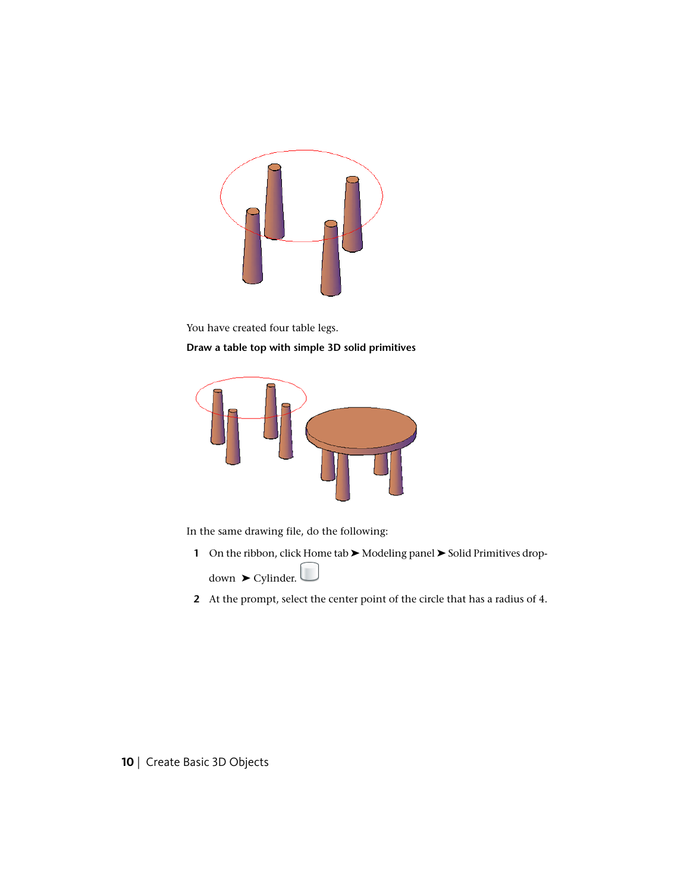You have created four table legs.

**Draw a table top with simple 3D solid primitives**

In the same drawing file, do the following:

1. On the ribbon, click Home tab ➤ Modeling panel ➤ Solid Primitives drop-down ➤ Cylinder.
2. At the prompt, select the center point of the circle that has a radius of 4.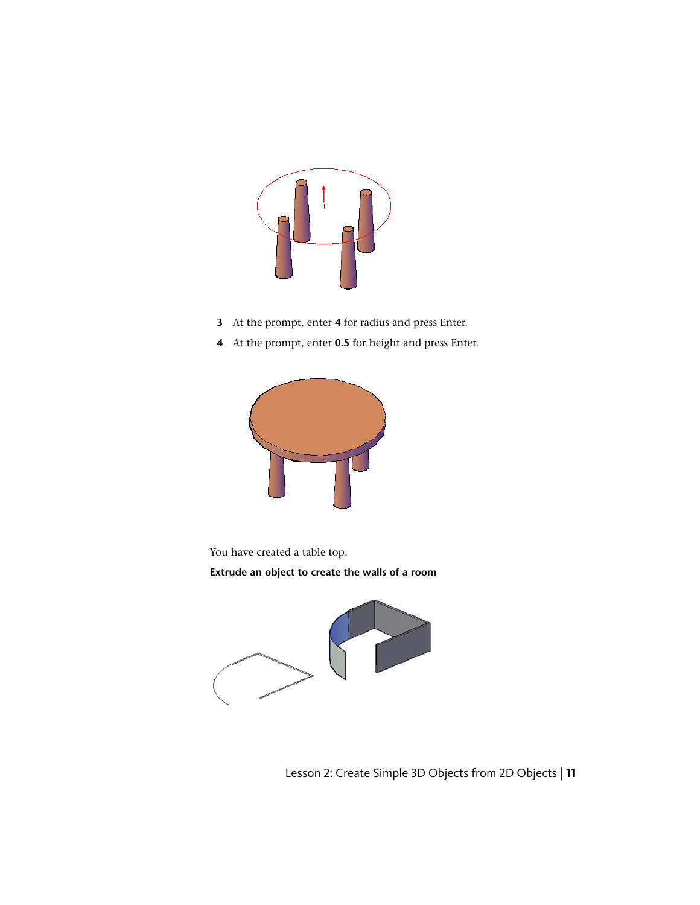3. At the prompt, enter **4** for radius and press Enter.
4. At the prompt, enter **0.5** for height and press Enter.

You have created a table top.

**Extrude an object to create the walls of a room**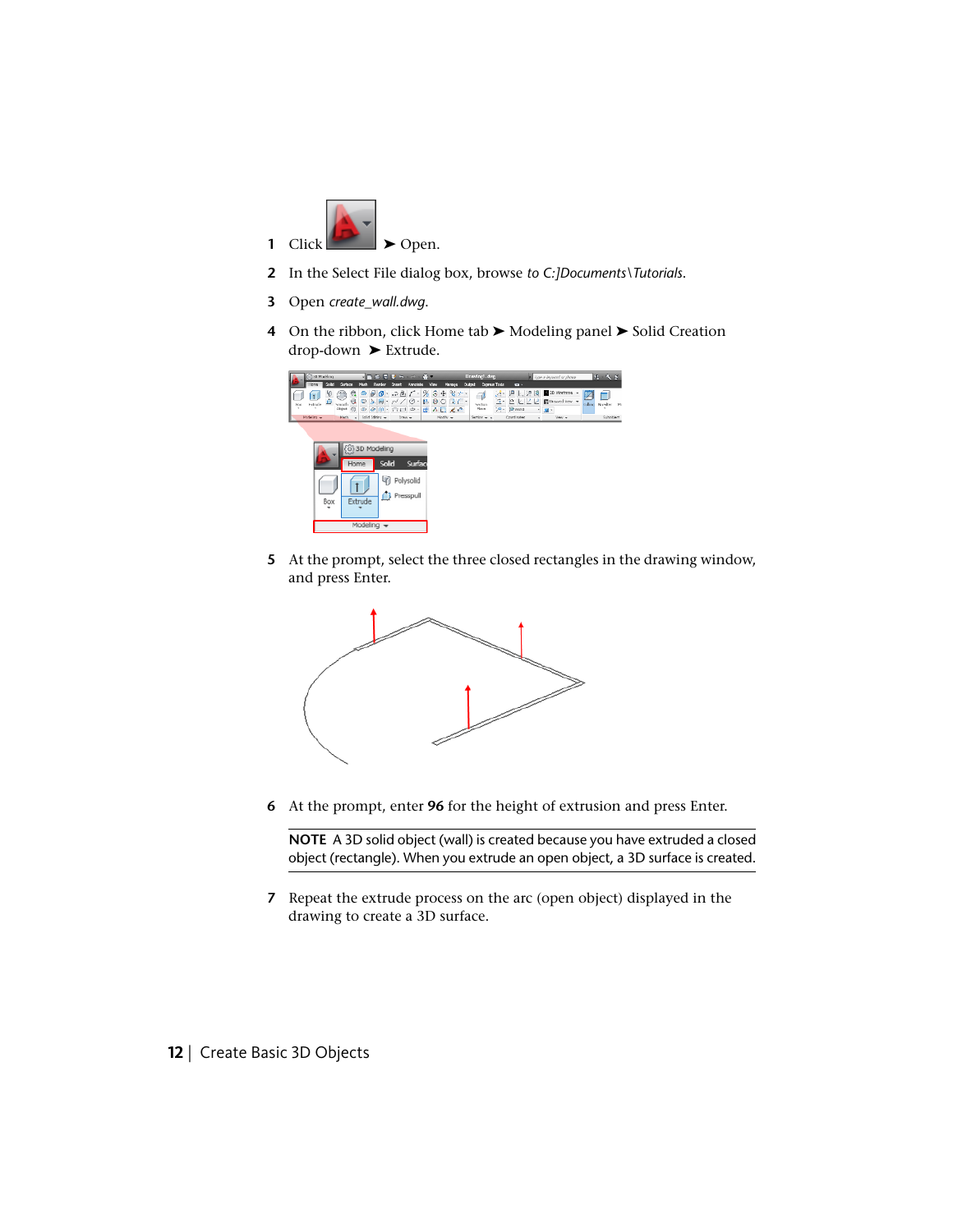1 Click  ➤ Open.

2 In the Select File dialog box, browse *to C:]Documents\Tutorials*.

3 Open *create_wall.dwg*.

4 On the ribbon, click Home tab ➤ Modeling panel ➤ Solid Creation drop-down ➤ Extrude.

5 At the prompt, select the three closed rectangles in the drawing window, and press Enter.

6 At the prompt, enter **96** for the height of extrusion and press Enter.

**NOTE** A 3D solid object (wall) is created because you have extruded a closed object (rectangle). When you extrude an open object, a 3D surface is created.

7 Repeat the extrude process on the arc (open object) displayed in the drawing to create a 3D surface.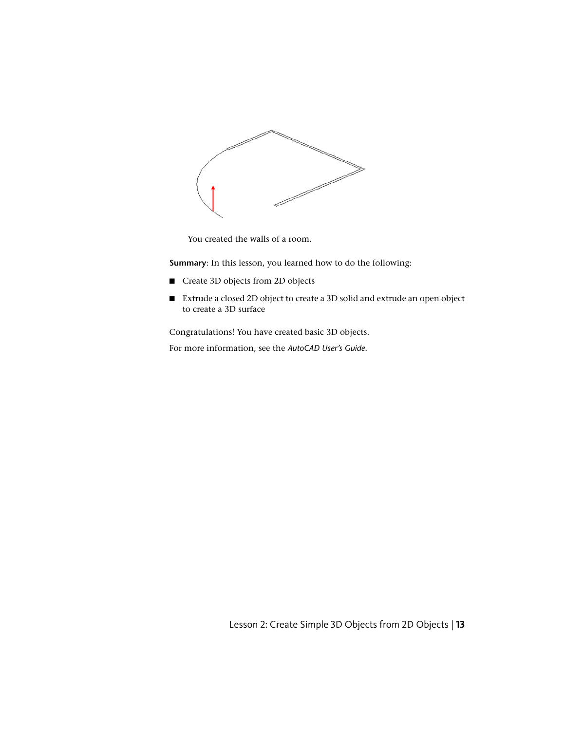You created the walls of a room.

**Summary**: In this lesson, you learned how to do the following:

- Create 3D objects from 2D objects
- Extrude a closed 2D object to create a 3D solid and extrude an open object to create a 3D surface

Congratulations! You have created basic 3D objects.

For more information, see the *AutoCAD User's Guide*.